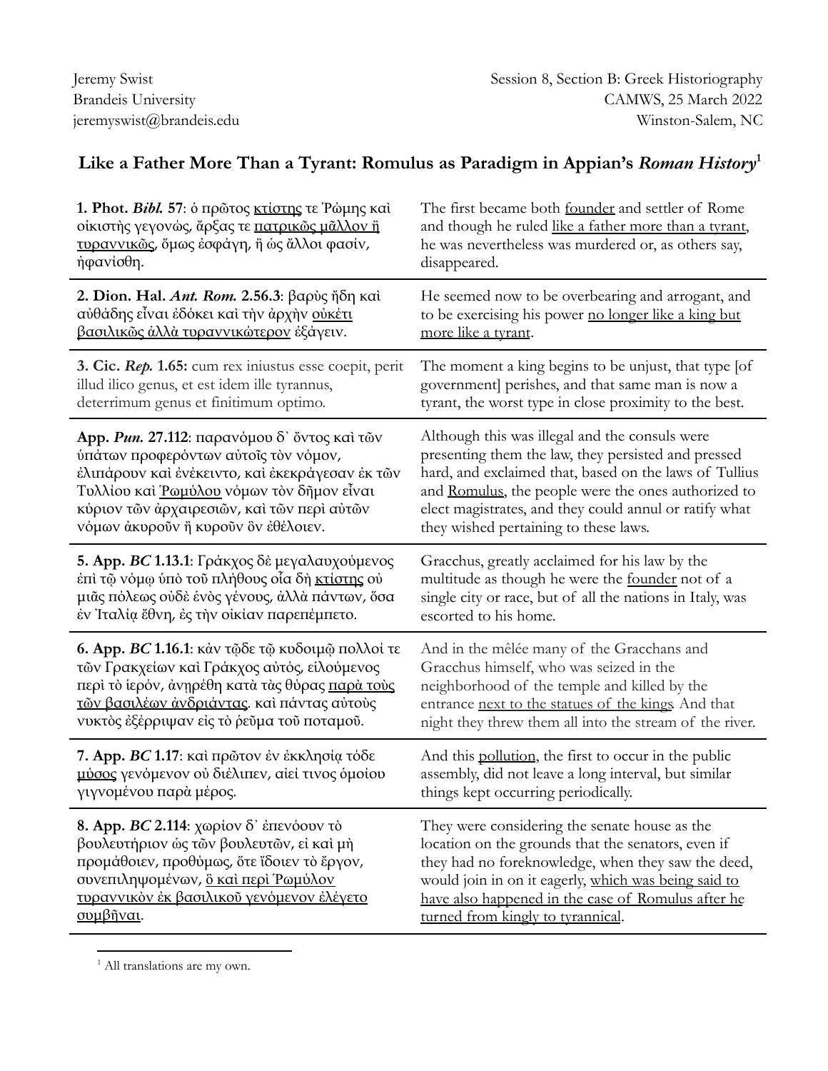Jeremy Swist
Brandeis University
jeremyswist@brandeis.edu

Session 8, Section B: Greek Historiography
CAMWS, 25 March 2022
Winston-Salem, NC

# Like a Father More Than a Tyrant: Romulus as Paradigm in Appian's *Roman History*[1]

| | |
|---|---|
| **1. Phot. *Bibl.* 57**: ὁ πρῶτος <u>κτίστης</u> τε Ῥώμης καὶ οἰκιστὴς γεγονώς, ἄρξας τε <u>πατρικῶς μᾶλλον ἢ τυραννικῶς</u>, ὅμως ἐσφάγη, ἢ ὡς ἄλλοι φασίν, ἠφανίσθη. | The first became both <u>founder</u> and settler of Rome and though he ruled <u>like a father more than a tyrant</u>, he was nevertheless was murdered or, as others say, disappeared. |
| **2. Dion. Hal. *Ant. Rom.* 2.56.3**: βαρὺς ἤδη καὶ αὐθάδης εἶναι ἐδόκει καὶ τὴν ἀρχὴν <u>οὐκέτι βασιλικῶς ἀλλὰ τυραννικώτερον</u> ἐξάγειν. | He seemed now to be overbearing and arrogant, and to be exercising his power <u>no longer like a king but more like a tyrant</u>. |
| **3. Cic. *Rep.* 1.65:** cum rex iniustus esse coepit, perit illud ilico genus, et est idem ille tyrannus, deterrimum genus et finitimum optimo. | The moment a king begins to be unjust, that type [of government] perishes, and that same man is now a tyrant, the worst type in close proximity to the best. |
| **App. *Pun.* 27.112**: παρανόμου δ᾽ ὄντος καὶ τῶν ὑπάτων προφερόντων αὐτοῖς τὸν νόμον, ἐλιπάρουν καὶ ἐνέκειντο, καὶ ἐκεκράγεσαν ἐκ τῶν Τυλλίου καὶ <u>Ῥωμύλου</u> νόμων τὸν δῆμον εἶναι κύριον τῶν ἀρχαιρεσιῶν, καὶ τῶν περὶ αὐτῶν νόμων ἀκυροῦν ἢ κυροῦν ὃν ἐθέλοιεν. | Although this was illegal and the consuls were presenting them the law, they persisted and pressed hard, and exclaimed that, based on the laws of Tullius and <u>Romulus</u>, the people were the ones authorized to elect magistrates, and they could annul or ratify what they wished pertaining to these laws. |
| **5. App. *BC* 1.13.1**: Γράκχος δὲ μεγαλαυχούμενος ἐπὶ τῷ νόμῳ ὑπὸ τοῦ πλήθους οἷα δὴ <u>κτίστης</u> οὐ μιᾶς πόλεως οὐδὲ ἑνὸς γένους, ἀλλὰ πάντων, ὅσα ἐν Ἰταλίᾳ ἔθνη, ἐς τὴν οἰκίαν παρεπέμπετο. | Gracchus, greatly acclaimed for his law by the multitude as though he were the <u>founder</u> not of a single city or race, but of all the nations in Italy, was escorted to his home. |
| **6. App. *BC* 1.16.1**: κἀν τῷδε τῷ κυδοιμῷ πολλοί τε τῶν Γρακχείων καὶ Γράκχος αὐτός, εἰλούμενος περὶ τὸ ἱερόν, ἀνῃρέθη κατὰ τὰς θύρας <u>παρὰ τοὺς τῶν βασιλέων ἀνδριάντας</u>. καὶ πάντας αὐτοὺς νυκτὸς ἐξέρριψαν εἰς τὸ ῥεῦμα τοῦ ποταμοῦ. | And in the mêlée many of the Gracchans and Gracchus himself, who was seized in the neighborhood of the temple and killed by the entrance <u>next to the statues of the kings</u>. And that night they threw them all into the stream of the river. |
| **7. App. *BC* 1.17**: καὶ πρῶτον ἐν ἐκκλησίᾳ τόδε <u>μύσος</u> γενόμενον οὐ διέλιπεν, αἰεί τινος ὁμοίου γιγνομένου παρὰ μέρος. | And this <u>pollution</u>, the first to occur in the public assembly, did not leave a long interval, but similar things kept occurring periodically. |
| **8. App. *BC* 2.114**: χωρίον δ᾽ ἐπενόουν τὸ βουλευτήριον ὡς τῶν βουλευτῶν, εἰ καὶ μὴ προμάθοιεν, προθύμως, ὅτε ἴδοιεν τὸ ἔργον, συνεπιληψομένων, <u>ὃ καὶ περὶ Ῥωμύλον τυραννικὸν ἐκ βασιλικοῦ γενόμενον ἐλέγετο συμβῆναι</u>. | They were considering the senate house as the location on the grounds that the senators, even if they had no foreknowledge, when they saw the deed, would join in on it eagerly, <u>which was being said to have also happened in the case of Romulus after he turned from kingly to tyrannical</u>. |

[1] All translations are my own.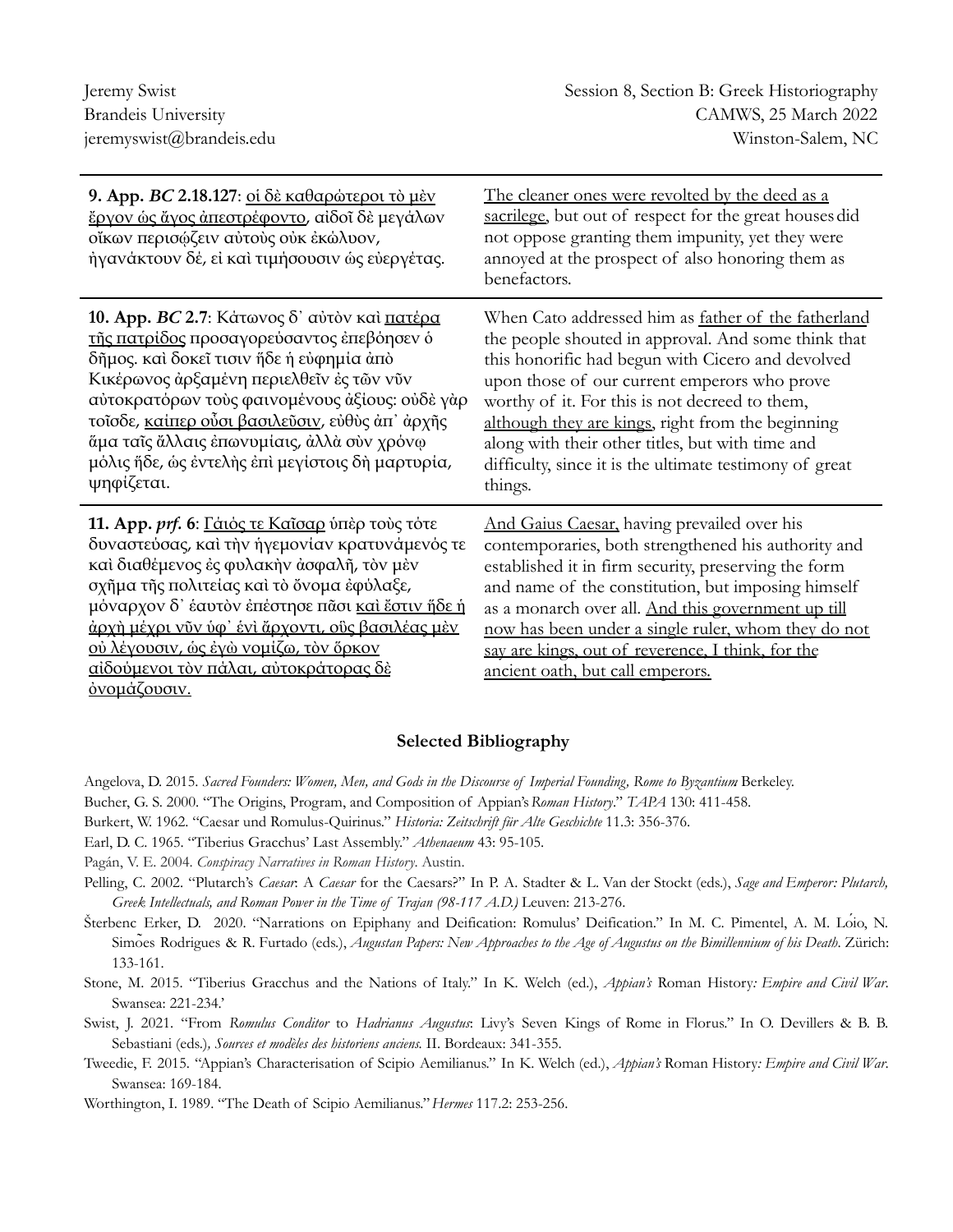| | |
|---|---|
| **9. App. *BC* 2.18.127**: <u>οἱ δὲ καθαρώτεροι τὸ μὲν ἔργον ὡς ἄγος ἀπεστρέφοντο</u>, αἰδοῖ δὲ μεγάλων οἴκων περισῴζειν αὐτοὺς οὐκ ἐκώλυον, ἠγανάκτουν δέ, εἰ καὶ τιμήσουσιν ὡς εὐεργέτας. | <u>The cleaner ones were revolted by the deed as a sacrilege</u>, but out of respect for the great houses did not oppose granting them impunity, yet they were annoyed at the prospect of also honoring them as benefactors. |
| **10. App. *BC* 2.7**: Κάτωνος δ᾽ αὐτὸν καὶ <u>πατέρα τῆς πατρίδος</u> προσαγορεύσαντος ἐπεβόησεν ὁ δῆμος. καὶ δοκεῖ τισιν ἥδε ἡ εὐφημία ἀπὸ Κικέρωνος ἀρξαμένη περιελθεῖν ἐς τῶν νῦν αὐτοκρατόρων τοὺς φαινομένους ἀξίους: οὐδὲ γὰρ τοῖσδε, <u>καίπερ οὖσι βασιλεῦσιν</u>, εὐθὺς ἀπ᾽ ἀρχῆς ἅμα ταῖς ἄλλαις ἐπωνυμίαις, ἀλλὰ σὺν χρόνῳ μόλις ἥδε, ὡς ἐντελὴς ἐπὶ μεγίστοις δὴ μαρτυρία, ψηφίζεται. | When Cato addressed him as <u>father of the fatherland</u> the people shouted in approval. And some think that this honorific had begun with Cicero and devolved upon those of our current emperors who prove worthy of it. For this is not decreed to them, <u>although they are kings</u>, right from the beginning along with their other titles, but with time and difficulty, since it is the ultimate testimony of great things. |
| **11. App. *prf.* 6**: <u>Γάιός τε Καῖσαρ</u> ὑπὲρ τοὺς τότε δυναστεύσας, καὶ τὴν ἡγεμονίαν κρατυνάμενός τε καὶ διαθέμενος ἐς φυλακὴν ἀσφαλῆ, τὸν μὲν σχῆμα τῆς πολιτείας καὶ τὸ ὄνομα ἐφύλαξε, μόναρχον δ᾽ ἑαυτὸν ἐπέστησε πᾶσι <u>καὶ ἔστιν ἥδε ἡ ἀρχὴ μέχρι νῦν ὑφ᾽ ἑνὶ ἄρχοντι, οὓς βασιλέας μὲν οὐ λέγουσιν, ὡς ἐγὼ νομίζω, τὸν ὅρκον αἰδούμενοι τὸν πάλαι, αὐτοκράτορας δὲ ὀνομάζουσιν.</u> | <u>And Gaius Caesar,</u> having prevailed over his contemporaries, both strengthened his authority and established it in firm security, preserving the form and name of the constitution, but imposing himself as a monarch over all. <u>And this government up till now has been under a single ruler, whom they do not say are kings, out of reverence, I think, for the ancient oath, but call emperors.</u> |

## Selected Bibliography

Angelova, D. 2015. *Sacred Founders: Women, Men, and Gods in the Discourse of Imperial Founding, Rome to Byzantium* Berkeley.

Bucher, G. S. 2000. "The Origins, Program, and Composition of Appian's *Roman History*." *TAPA* 130: 411-458.

Burkert, W. 1962. "Caesar und Romulus-Quirinus." *Historia: Zeitschrift für Alte Geschichte* 11.3: 356-376.

Earl, D. C. 1965. "Tiberius Gracchus' Last Assembly." *Athenaeum* 43: 95-105.

Pagán, V. E. 2004. *Conspiracy Narratives in Roman History*. Austin.

Pelling, C. 2002. "Plutarch's *Caesar*: A *Caesar* for the Caesars?" In P. A. Stadter & L. Van der Stockt (eds.), *Sage and Emperor: Plutarch, Greek Intellectuals, and Roman Power in the Time of Trajan (98-117 A.D.)* Leuven: 213-276.

Šterbenc Erker, D. 2020. "Narrations on Epiphany and Deification: Romulus' Deification." In M. C. Pimentel, A. M. Lóio, N. Simões Rodrigues & R. Furtado (eds.), *Augustan Papers: New Approaches to the Age of Augustus on the Bimillennium of his Death*. Zürich: 133-161.

Stone, M. 2015. "Tiberius Gracchus and the Nations of Italy." In K. Welch (ed.), *Appian's* Roman History*: Empire and Civil War*. Swansea: 221-234.'

Swist, J. 2021. "From *Romulus Conditor* to *Hadrianus Augustus*: Livy's Seven Kings of Rome in Florus." In O. Devillers & B. B. Sebastiani (eds.), *Sources et modèles des historiens anciens.* II. Bordeaux: 341-355.

Tweedie, F. 2015. "Appian's Characterisation of Scipio Aemilianus." In K. Welch (ed.), *Appian's* Roman History*: Empire and Civil War*. Swansea: 169-184.

Worthington, I. 1989. "The Death of Scipio Aemilianus." *Hermes* 117.2: 253-256.